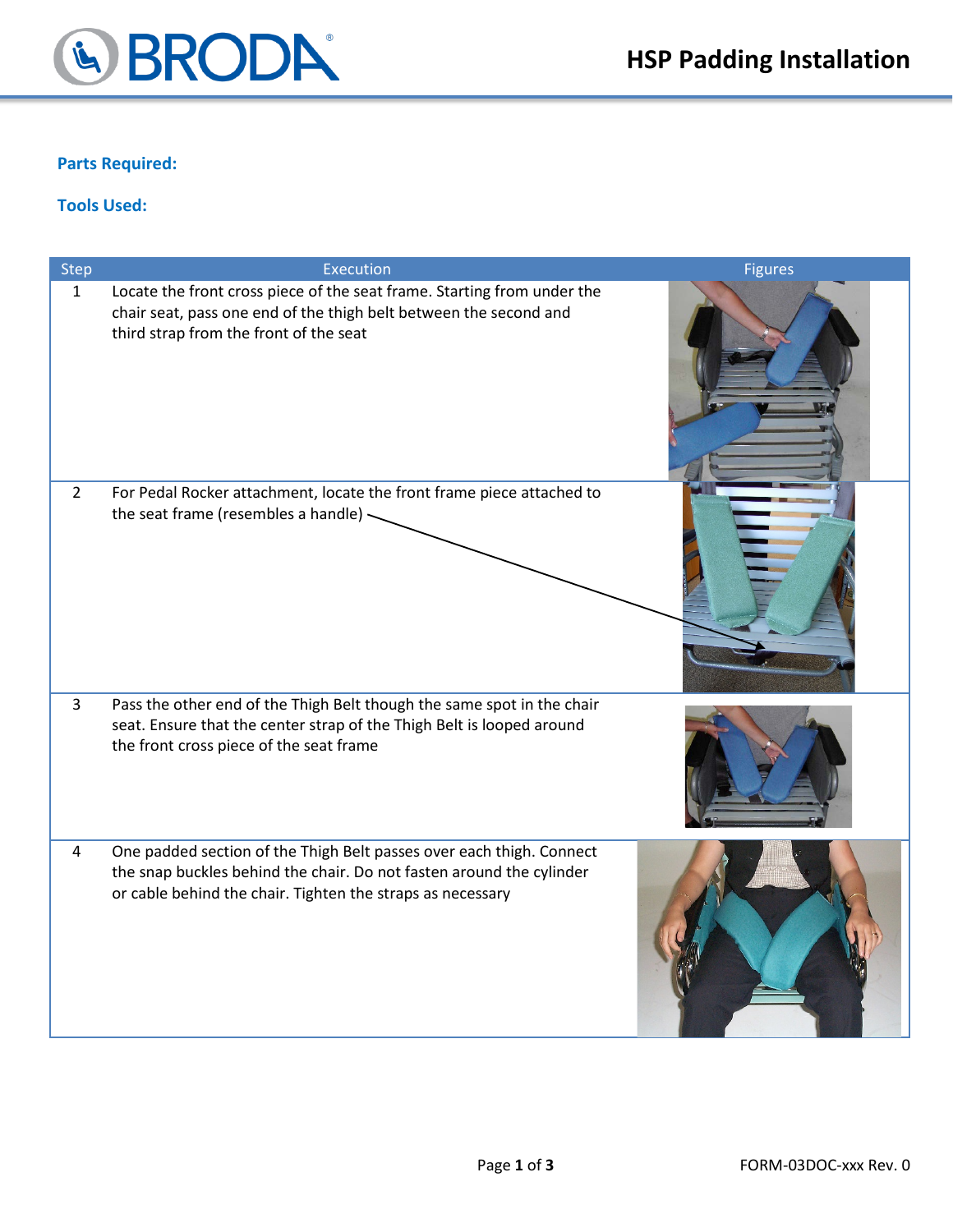# HSP Padding Installation

**Parts Required:**

**Tools Used:**

| Step | Execution | Figures |
|---|---|---|
| 1 | Locate the front cross piece of the seat frame. Starting from under the chair seat, pass one end of the thigh belt between the second and third strap from the front of the seat | |
| 2 | For Pedal Rocker attachment, locate the front frame piece attached to the seat frame (resembles a handle) | |
| 3 | Pass the other end of the Thigh Belt though the same spot in the chair seat. Ensure that the center strap of the Thigh Belt is looped around the front cross piece of the seat frame | |
| 4 | One padded section of the Thigh Belt passes over each thigh. Connect the snap buckles behind the chair. Do not fasten around the cylinder or cable behind the chair. Tighten the straps as necessary | |

FORM-03DOC-xxx Rev. 0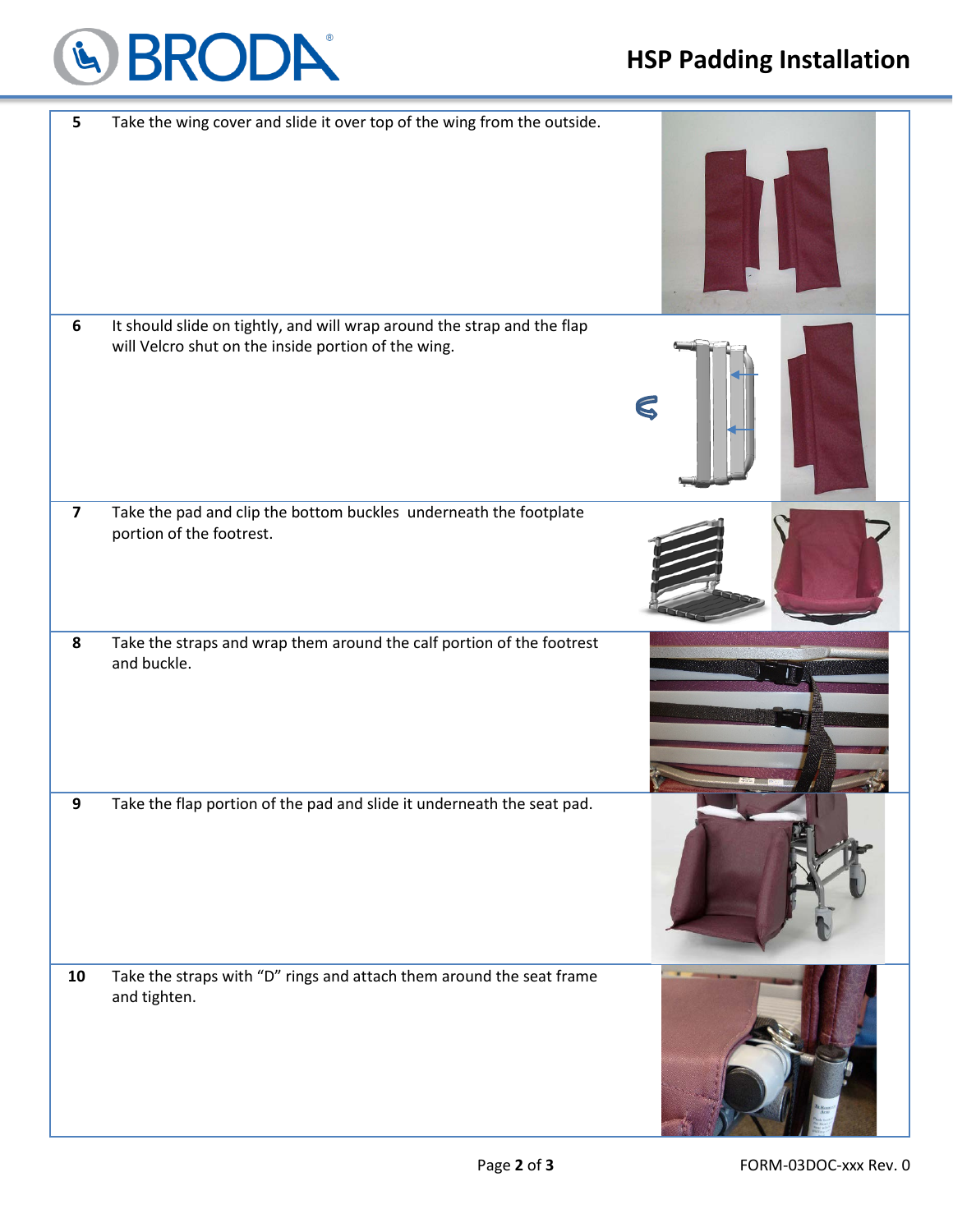| Step | Instruction |
|---|---|
| 5 | Take the wing cover and slide it over top of the wing from the outside. |
| 6 | It should slide on tightly, and will wrap around the strap and the flap will Velcro shut on the inside portion of the wing. |
| 7 | Take the pad and clip the bottom buckles underneath the footplate portion of the footrest. |
| 8 | Take the straps and wrap them around the calf portion of the footrest and buckle. |
| 9 | Take the flap portion of the pad and slide it underneath the seat pad. |
| 10 | Take the straps with "D" rings and attach them around the seat frame and tighten. |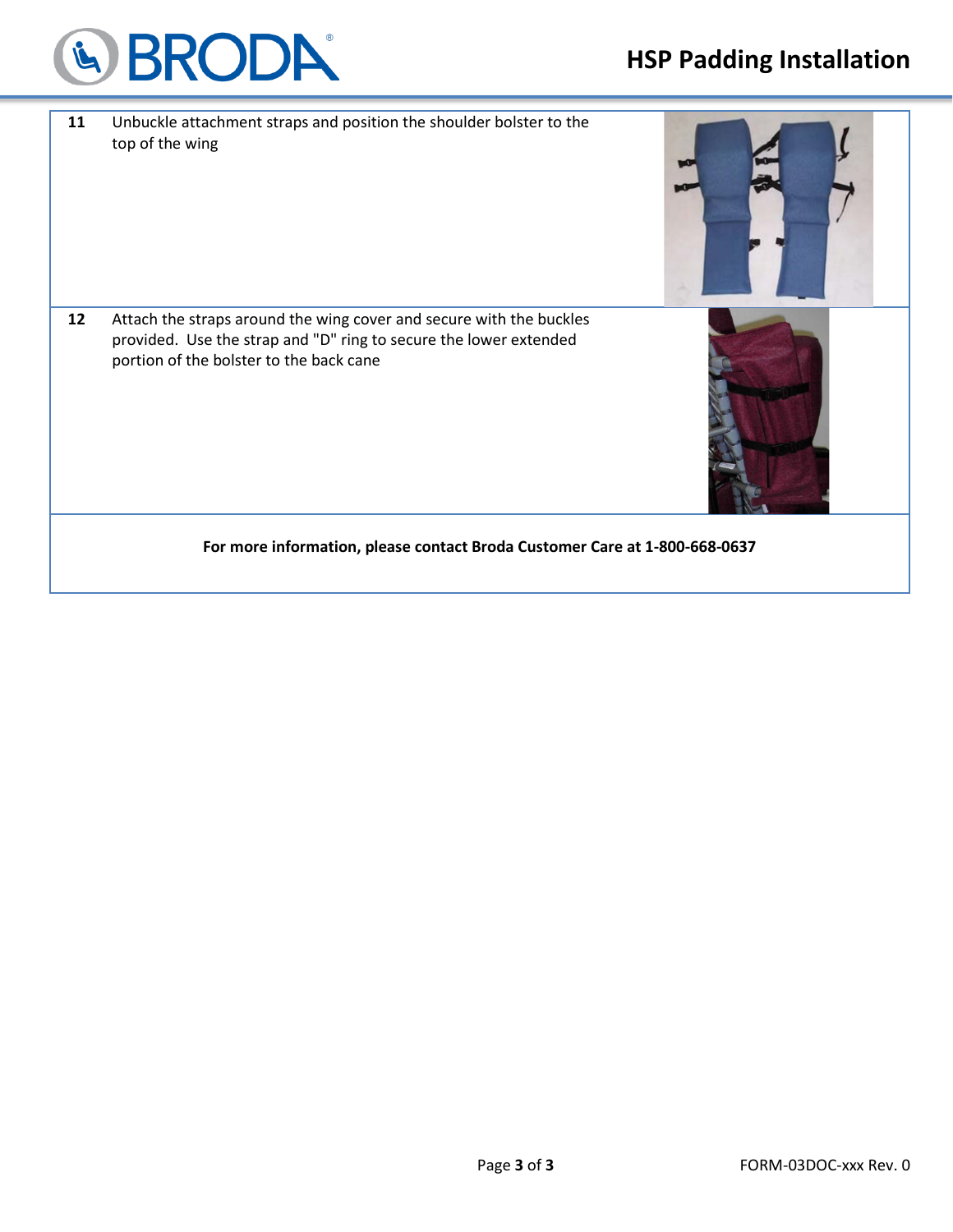| | |
|---|---|
| **11** | Unbuckle attachment straps and position the shoulder bolster to the top of the wing |
| **12** | Attach the straps around the wing cover and secure with the buckles provided. Use the strap and "D" ring to secure the lower extended portion of the bolster to the back cane |

**For more information, please contact Broda Customer Care at 1-800-668-0637**